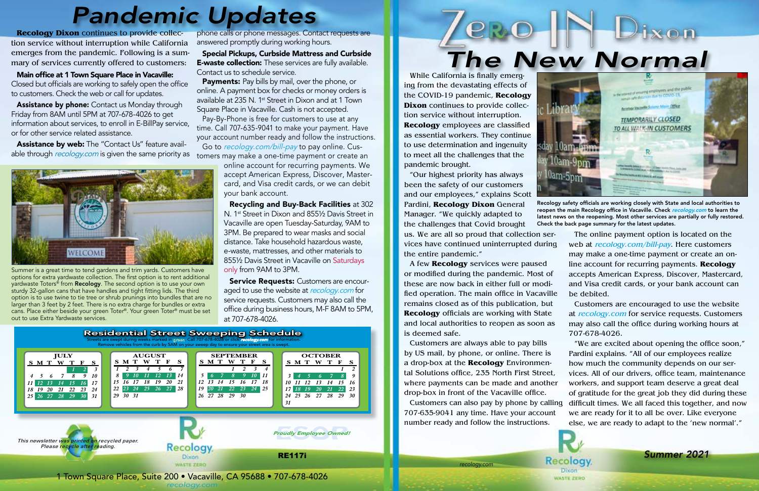# Pandemic Updates

**Recology Dixon** continues to provide collection service without interruption while California emerges from the pandemic. Following is a summary of services currently offered to customers:

**Main office at 1 Town Square Place in Vacaville:** Closed but officials are working to safely open the office to customers. Check the web or call for updates.

**Assistance by phone:** Contact us Monday through Friday from 8AM until 5PM at 707-678-4026 to get information about services, to enroll in E-BillPay service, or for other service related assistance.

**Assistance by web:** The "Contact Us" feature available through *recology.com* is given the same priority as phone calls or phone messages. Contact requests are answered promptly during working hours.

**Special Pickups, Curbside Mattress and Curbside E-waste collection:** These services are fully available. Contact us to schedule service.

**Payments:** Pay bills by mail, over the phone, or online. A payment box for checks or money orders is available at 235 N. 1st Street in Dixon and at 1 Town Square Place in Vacaville. Cash is not accepted.

Pay-By-Phone is free for customers to use at any time. Call 707-635-9041 to make your payment. Have your account number ready and follow the instructions.

Go to *recology.com/bill-pay* to pay online. Customers may make a one-time payment or create an online account for recurring payments. We accept American Express, Discover, Mastercard, and Visa credit cards, or we can debit your bank account.

**Recycling and Buy-Back Facilities** at 302 N. 1st Street in Dixon and 855½ Davis Street in Vacaville are open Tuesday-Saturday, 9AM to 3PM. Be prepared to wear masks and social distance. Take household hazardous waste, e-waste, mattresses, and other materials to 855½ Davis Street in Vacaville on Saturdays only from 9AM to 3PM.

**Service Requests:** Customers are encouraged to use the website at *recology.com* for service requests. Customers may also call the office during business hours, M-F 8AM to 5PM, at 707-678-4026.

Summer is a great time to tend gardens and trim yards. Customers have options for extra yardwaste collection. The first option is to rent additional yardwaste Toters® from **Recology**. The second option is to use your own sturdy 32-gallon cans that have handles and tight fitting lids. The third option is to use twine to tie tree or shrub prunings into bundles that are no larger than 3 feet by 2 feet. There is no extra charge for bundles or extra cans. Place either beside your green Toter®. Your green Toter® must be set out to use Extra Yardwaste services.

## Residential Street Sweeping Schedule

Streets are swept during weeks marked in green. Call 707-678-4026 or click recology.com for information. Remove vehicles from the curb by 5AM on your sweep day to ensure your street area is swept.

**JULY**

| S | M | T | W | T | F | S |
|---|---|---|---|---|---|---|
| | | | | 1 | 2 | 3 |
| 4 | 5 | 6 | 7 | 8 | 9 | 10 |
| 11 | 12 | 13 | 14 | 15 | 16 | 17 |
| 18 | 19 | 20 | 21 | 22 | 23 | 24 |
| 25 | 26 | 27 | 28 | 29 | 30 | 31 |

**AUGUST**

| S | M | T | W | T | F | S |
|---|---|---|---|---|---|---|
| 1 | 2 | 3 | 4 | 5 | 6 | 7 |
| 8 | 9 | 10 | 11 | 12 | 13 | 14 |
| 15 | 16 | 17 | 18 | 19 | 20 | 21 |
| 22 | 23 | 24 | 25 | 26 | 27 | 28 |
| 29 | 30 | 31 | | | | |

**SEPTEMBER**

| S | M | T | W | T | F | S |
|---|---|---|---|---|---|---|
| | | | 1 | 2 | 3 | 4 |
| 5 | 6 | 7 | 8 | 9 | 10 | 11 |
| 12 | 13 | 14 | 15 | 16 | 17 | 18 |
| 19 | 20 | 21 | 22 | 23 | 24 | 25 |
| 26 | 27 | 28 | 29 | 30 | | |

**OCTOBER**

| S | M | T | W | T | F | S |
|---|---|---|---|---|---|---|
| | | | | | 1 | 2 |
| 3 | 4 | 5 | 6 | 7 | 8 | 9 |
| 10 | 11 | 12 | 13 | 14 | 15 | 16 |
| 17 | 18 | 19 | 20 | 21 | 22 | 23 |
| 24 | 25 | 26 | 27 | 28 | 29 | 30 |
| 31 | | | | | | |

*This newsletter was printed on recycled paper. Please recycle after reading.*

*Proudly Employee Owned!*

RE117i

1 Town Square Place, Suite 200 • Vacaville, CA 95688 • 707-678-4026
recology.com

# Zero IN Dixon
# The New Normal

While California is finally emerging from the devastating effects of the COVID-19 pandemic, **Recology Dixon** continues to provide collection service without interruption. **Recology** employees are classified as essential workers. They continue to use determination and ingenuity to meet all the challenges that the pandemic brought.

"Our highest priority has always been the safety of our customers and our employees," explains Scott Pardini, **Recology Dixon** General Manager. "We quickly adapted to the challenges that Covid brought us. We are all so proud that collection services have continued uninterrupted during the entire pandemic."

A few **Recology** services were paused or modified during the pandemic. Most of these are now back in either full or modified operation. The main office in Vacaville remains closed as of this publication, but **Recology** officials are working with State and local authorities to reopen as soon as is deemed safe.

Customers are always able to pay bills by US mail, by phone, or online. There is a drop-box at the **Recology** Environmental Solutions office, 235 North First Street, where payments can be made and another drop-box in front of the Vacaville office.

Customers can also pay by phone by calling 707-635-9041 any time. Have your account number ready and follow the instructions.

**Recology safety officials are working closely with State and local authorities to reopen the main Recology office in Vacaville. Check *recology.com* to learn the latest news on the reopening. Most other services are partially or fully restored. Check the back page summary for the latest updates.**

The online payment option is located on the web at *recology.com/bill-pay*. Here customers may make a one-time payment or create an online account for recurring payments. **Recology** accepts American Express, Discover, Mastercard, and Visa credit cards, or your bank account can be debited.

Customers are encouraged to use the website at *recology.com* for service requests. Customers may also call the office during working hours at 707-678-4026.

"We are excited about opening the office soon," Pardini explains. "All of our employees realize how much the community depends on our services. All of our drivers, office team, maintenance workers, and support team deserve a great deal of gratitude for the great job they did during these difficult times. We all faced this together, and now we are ready for it to all be over. Like everyone else, we are ready to adapt to the 'new normal'."

*Summer 2021*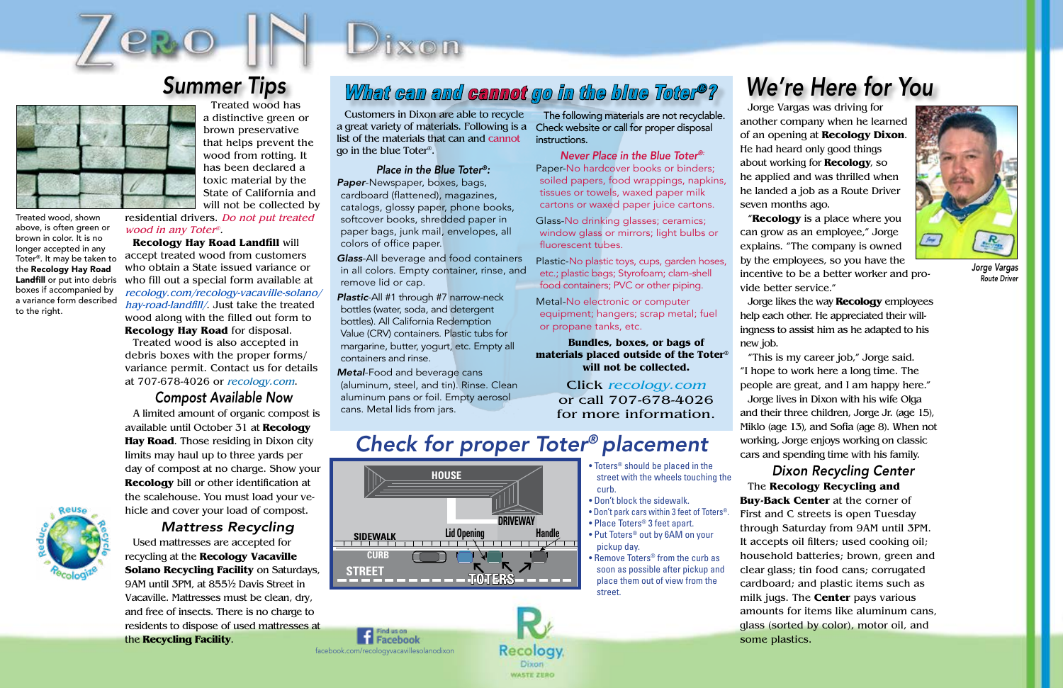# Zero IN Dixon

## Summer Tips

Treated wood has a distinctive green or brown preservative that helps prevent the wood from rotting. It has been declared a toxic material by the State of California and will not be collected by residential drivers. *Do not put treated wood in any Toter®.*

Treated wood, shown above, is often green or brown in color. It is no longer accepted in any Toter®. It may be taken to the **Recology Hay Road Landfill** or put into debris boxes if accompanied by a variance form described to the right.

**Recology Hay Road Landfill** will accept treated wood from customers who obtain a State issued variance or who fill out a variance form available at *recology.com/recology-vacaville-solano/hay-road-landfill/*. Just take the treated wood along with the filled out form to **Recology Hay Road** for disposal.

Treated wood is also accepted in debris boxes with the proper forms/variance permit. Contact us for details at 707-678-4026 or *recology.com*.

### Compost Available Now

A limited amount of organic compost is available until October 31 at **Recology Hay Road**. Those residing in Dixon city limits may haul up to three yards per day of compost at no charge. Show your **Recology** bill or other identification at the scalehouse. You must load your vehicle and cover your load of compost.

### Mattress Recycling

Used mattresses are accepted for recycling at the **Recology Vacaville Solano Recycling Facility** on Saturdays, 9AM until 3PM, at 855½ Davis Street in Vacaville. Mattresses must be clean, dry, and free of insects. There is no charge to residents to dispose of used mattresses at the **Recycling Facility**.

Reduce Reuse Recycle Recologize

## What can and cannot go in the blue Toter®?

Customers in Dixon are able to recycle a great variety of materials. Following is a list of the materials that can and cannot go in the blue Toter®.

### Place in the Blue Toter®:

***Paper***-Newspaper, boxes, bags, cardboard (flattened), magazines, catalogs, glossy paper, phone books, softcover books, shredded paper in paper bags, junk mail, envelopes, all colors of office paper.

***Glass***-All beverage and food containers in all colors. Empty container, rinse, and remove lid or cap.

***Plastic***-All #1 through #7 narrow-neck bottles (water, soda, and detergent bottles). All California Redemption Value (CRV) containers. Plastic tubs for margarine, butter, yogurt, etc. Empty all containers and rinse.

***Metal***-Food and beverage cans (aluminum, steel, and tin). Rinse. Clean aluminum pans or foil. Empty aerosol cans. Metal lids from jars.

The following materials are not recyclable. Check website or call for proper disposal instructions.

### Never Place in the Blue Toter®:

Paper-No hardcover books or binders; soiled papers, food wrappings, napkins, tissues or towels, waxed paper milk cartons or waxed paper juice cartons.

Glass-No drinking glasses; ceramics; window glass or mirrors; light bulbs or fluorescent tubes.

Plastic-No plastic toys, cups, garden hoses, etc.; plastic bags; Styrofoam; clam-shell food containers; PVC or other piping.

Metal-No electronic or computer equipment; hangers; scrap metal; fuel or propane tanks, etc.

**Bundles, boxes, or bags of materials placed outside of the Toter® will not be collected.**

Click *recology.com* or call 707-678-4026 for more information.

## Check for proper Toter® placement

HOUSE
DRIVEWAY
SIDEWALK
Lid Opening
Handle
CURB
STREET
TOTERS

- Toters® should be placed in the street with the wheels touching the curb.
- Don't block the sidewalk.
- Don't park cars within 3 feet of Toters®.
- Place Toters® 3 feet apart.
- Put Toters® out by 6AM on your pickup day.
- Remove Toters® from the curb as soon as possible after pickup and place them out of view from the street.

Find us on Facebook
facebook.com/recologyvacavillesolanodixon

Recology Dixon WASTE ZERO

## We're Here for You

Jorge Vargas was driving for another company when he learned of an opening at **Recology Dixon**. He had heard only good things about working for **Recology**, so he applied and was thrilled when he landed a job as a Route Driver seven months ago.

"**Recology** is a place where you can grow as an employee," Jorge explains. "The company is owned by the employees, so you have the incentive to be a better worker and provide better service."

*Jorge Vargas*
*Route Driver*

Jorge likes the way **Recology** employees help each other. He appreciated their willingness to assist him as he adapted to his new job.

"This is my career job," Jorge said. "I hope to work here a long time. The people are great, and I am happy here."

Jorge lives in Dixon with his wife Olga and their three children, Jorge Jr. (age 15), Miklo (age 13), and Sofia (age 8). When not working, Jorge enjoys working on classic cars and spending time with his family.

### Dixon Recycling Center

The **Recology Recycling and Buy-Back Center** at the corner of First and C streets is open Tuesday through Saturday from 9AM until 3PM. It accepts oil filters; used cooking oil; household batteries; brown, green and clear glass; tin food cans; corrugated cardboard; and plastic items such as milk jugs. The **Center** pays various amounts for items like aluminum cans, glass (sorted by color), motor oil, and some plastics.